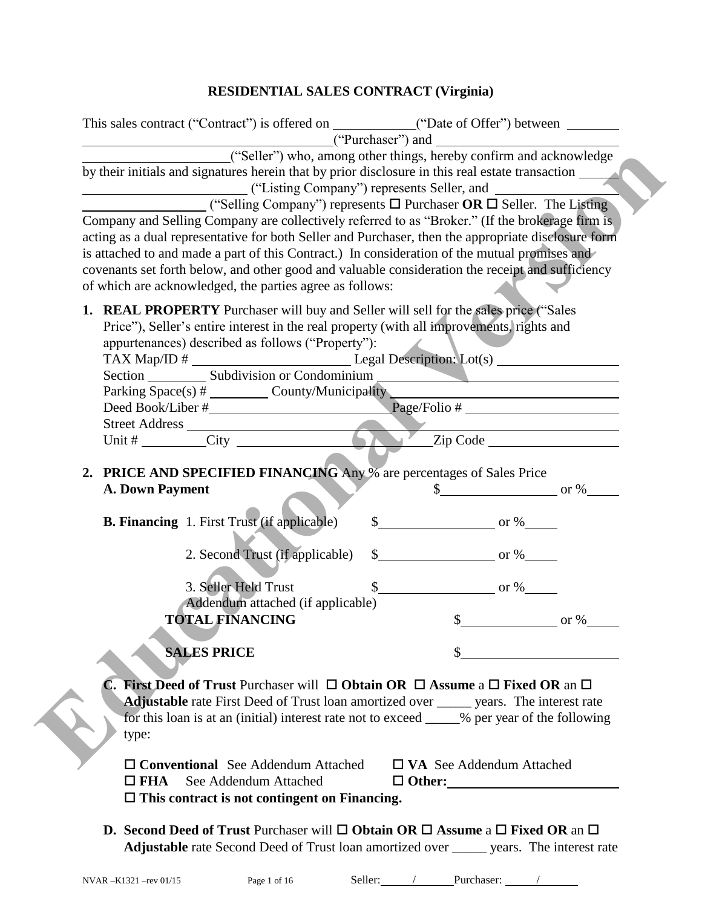# RESIDENTIAL SALES CONTRACT (Virginia)

This sales contract ("Contract") is offered on ____________("Date of Offer") between ________ ______________________________________("Purchaser") and ____________________________ ____________________("Seller") who, among other things, hereby confirm and acknowledge by their initials and signatures herein that by prior disclosure in this real estate transaction ______ ________________________ ("Listing Company") represents Seller, and ________________ ________________ ("Selling Company") represents ☐ Purchaser **OR** ☐ Seller. The Listing Company and Selling Company are collectively referred to as "Broker." (If the brokerage firm is acting as a dual representative for both Seller and Purchaser, then the appropriate disclosure form is attached to and made a part of this Contract.) In consideration of the mutual promises and covenants set forth below, and other good and valuable consideration the receipt and sufficiency of which are acknowledged, the parties agree as follows:

1. **REAL PROPERTY** Purchaser will buy and Seller will sell for the sales price ("Sales Price"), Seller's entire interest in the real property (with all improvements, rights and appurtenances) described as follows ("Property"):
   TAX Map/ID # ________________________ Legal Description: Lot(s) __________________
   Section ________ Subdivision or Condominium ____________________________________
   Parking Space(s) # _________ County/Municipality ____________________________________
   Deed Book/Liber #________________________ Page/Folio # ______________________
   Street Address ______________________________________________________________
   Unit # _________City ____________________________Zip Code ___________________

2. **PRICE AND SPECIFIED FINANCING** Any % are percentages of Sales Price

   **A. Down Payment** $_________________ or %_____

   **B. Financing** 1. First Trust (if applicable) $_________________ or %_____

   2. Second Trust (if applicable) $_________________ or %_____

   3. Seller Held Trust $_________________ or %_____
   Addendum attached (if applicable)

   **TOTAL FINANCING** $______________ or %_____

   **SALES PRICE** $_______________________

   **C. First Deed of Trust** Purchaser will ☐ **Obtain OR** ☐ **Assume** a ☐ **Fixed OR** an ☐ **Adjustable** rate First Deed of Trust loan amortized over _____ years. The interest rate for this loan is at an (initial) interest rate not to exceed _____% per year of the following type:

   ☐ **Conventional** See Addendum Attached ☐ **VA** See Addendum Attached
   ☐ **FHA** See Addendum Attached ☐ **Other:**_________________________
   ☐ **This contract is not contingent on Financing.**

   **D. Second Deed of Trust** Purchaser will ☐ **Obtain OR** ☐ **Assume** a ☐ **Fixed OR** an ☐ **Adjustable** rate Second Deed of Trust loan amortized over _____ years. The interest rate

NVAR –K1321 –rev 01/15 Seller: _____/______Purchaser: _____/______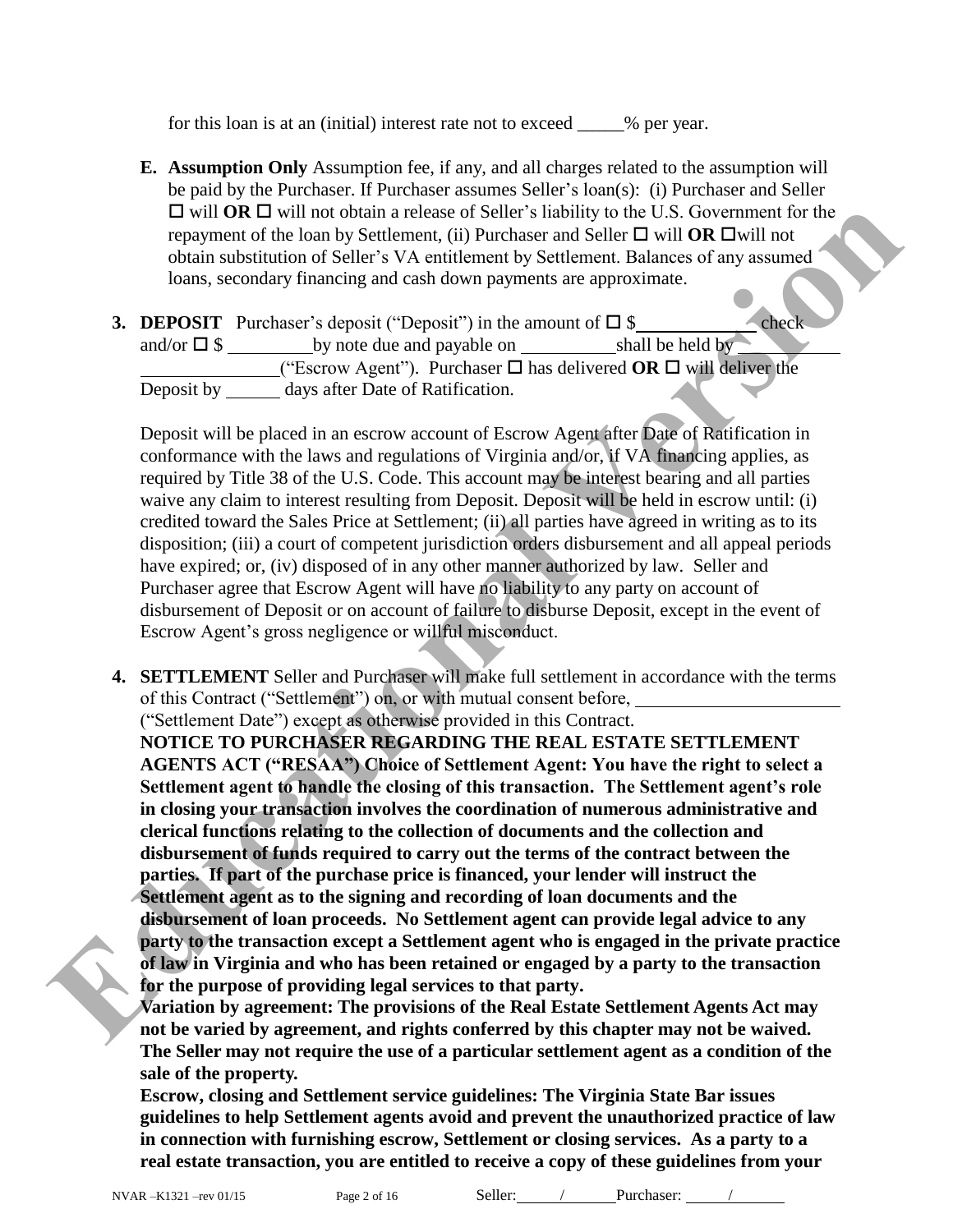for this loan is at an (initial) interest rate not to exceed _____% per year.

**E. Assumption Only** Assumption fee, if any, and all charges related to the assumption will be paid by the Purchaser. If Purchaser assumes Seller's loan(s): (i) Purchaser and Seller ☐ will **OR** ☐ will not obtain a release of Seller's liability to the U.S. Government for the repayment of the loan by Settlement, (ii) Purchaser and Seller ☐ will **OR** ☐will not obtain substitution of Seller's VA entitlement by Settlement. Balances of any assumed loans, secondary financing and cash down payments are approximate.

**3. DEPOSIT** Purchaser's deposit ("Deposit") in the amount of ☐ $____________ check and/or ☐ $ _________by note due and payable on __________shall be held by ______________________("Escrow Agent"). Purchaser ☐ has delivered **OR** ☐ will deliver the Deposit by ______ days after Date of Ratification.

Deposit will be placed in an escrow account of Escrow Agent after Date of Ratification in conformance with the laws and regulations of Virginia and/or, if VA financing applies, as required by Title 38 of the U.S. Code. This account may be interest bearing and all parties waive any claim to interest resulting from Deposit. Deposit will be held in escrow until: (i) credited toward the Sales Price at Settlement; (ii) all parties have agreed in writing as to its disposition; (iii) a court of competent jurisdiction orders disbursement and all appeal periods have expired; or, (iv) disposed of in any other manner authorized by law. Seller and Purchaser agree that Escrow Agent will have no liability to any party on account of disbursement of Deposit or on account of failure to disburse Deposit, except in the event of Escrow Agent's gross negligence or willful misconduct.

**4. SETTLEMENT** Seller and Purchaser will make full settlement in accordance with the terms of this Contract ("Settlement") on, or with mutual consent before, ______________________ ("Settlement Date") except as otherwise provided in this Contract.

**NOTICE TO PURCHASER REGARDING THE REAL ESTATE SETTLEMENT AGENTS ACT ("RESAA") Choice of Settlement Agent: You have the right to select a Settlement agent to handle the closing of this transaction. The Settlement agent's role in closing your transaction involves the coordination of numerous administrative and clerical functions relating to the collection of documents and the collection and disbursement of funds required to carry out the terms of the contract between the parties. If part of the purchase price is financed, your lender will instruct the Settlement agent as to the signing and recording of loan documents and the disbursement of loan proceeds. No Settlement agent can provide legal advice to any party to the transaction except a Settlement agent who is engaged in the private practice of law in Virginia and who has been retained or engaged by a party to the transaction for the purpose of providing legal services to that party.**

**Variation by agreement: The provisions of the Real Estate Settlement Agents Act may not be varied by agreement, and rights conferred by this chapter may not be waived. The Seller may not require the use of a particular settlement agent as a condition of the sale of the property.**

**Escrow, closing and Settlement service guidelines: The Virginia State Bar issues guidelines to help Settlement agents avoid and prevent the unauthorized practice of law in connection with furnishing escrow, Settlement or closing services. As a party to a real estate transaction, you are entitled to receive a copy of these guidelines from your**

NVAR –K1321 –rev 01/15 Seller: _____/______ Purchaser: _____/______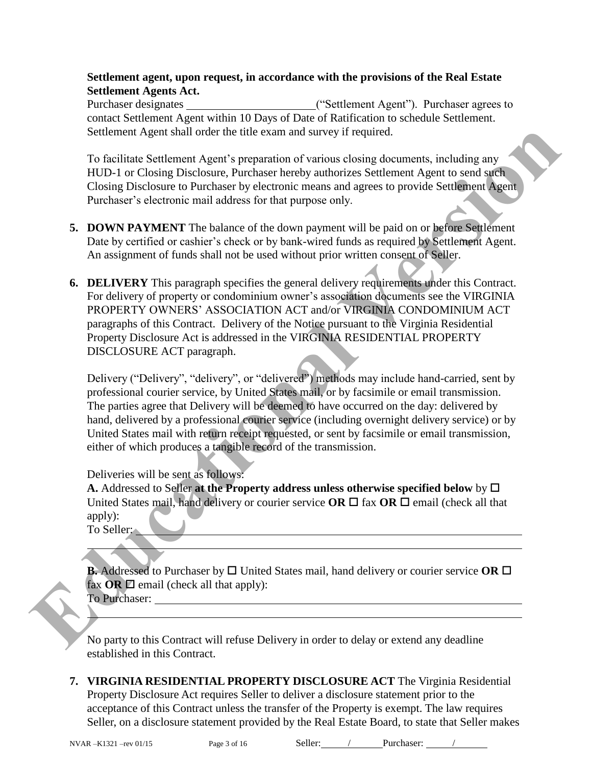**Settlement agent, upon request, in accordance with the provisions of the Real Estate Settlement Agents Act.**

Purchaser designates ______________________ ("Settlement Agent"). Purchaser agrees to contact Settlement Agent within 10 Days of Date of Ratification to schedule Settlement. Settlement Agent shall order the title exam and survey if required.

To facilitate Settlement Agent's preparation of various closing documents, including any HUD-1 or Closing Disclosure, Purchaser hereby authorizes Settlement Agent to send such Closing Disclosure to Purchaser by electronic means and agrees to provide Settlement Agent Purchaser's electronic mail address for that purpose only.

5. **DOWN PAYMENT** The balance of the down payment will be paid on or before Settlement Date by certified or cashier's check or by bank-wired funds as required by Settlement Agent. An assignment of funds shall not be used without prior written consent of Seller.

6. **DELIVERY** This paragraph specifies the general delivery requirements under this Contract. For delivery of property or condominium owner's association documents see the VIRGINIA PROPERTY OWNERS' ASSOCIATION ACT and/or VIRGINIA CONDOMINIUM ACT paragraphs of this Contract. Delivery of the Notice pursuant to the Virginia Residential Property Disclosure Act is addressed in the VIRGINIA RESIDENTIAL PROPERTY DISCLOSURE ACT paragraph.

   Delivery ("Delivery", "delivery", or "delivered") methods may include hand-carried, sent by professional courier service, by United States mail, or by facsimile or email transmission. The parties agree that Delivery will be deemed to have occurred on the day: delivered by hand, delivered by a professional courier service (including overnight delivery service) or by United States mail with return receipt requested, or sent by facsimile or email transmission, either of which produces a tangible record of the transmission.

   Deliveries will be sent as follows:

   **A.** Addressed to Seller **at the Property address unless otherwise specified below** by ☐ United States mail, hand delivery or courier service **OR** ☐ fax **OR** ☐ email (check all that apply):
   To Seller: ______________________________________________________________

   ______________________________________________________________

   **B.** Addressed to Purchaser by ☐ United States mail, hand delivery or courier service **OR** ☐ fax **OR** ☐ email (check all that apply):
   To Purchaser: ______________________________________________________________

   ______________________________________________________________

   No party to this Contract will refuse Delivery in order to delay or extend any deadline established in this Contract.

7. **VIRGINIA RESIDENTIAL PROPERTY DISCLOSURE ACT** The Virginia Residential Property Disclosure Act requires Seller to deliver a disclosure statement prior to the acceptance of this Contract unless the transfer of the Property is exempt. The law requires Seller, on a disclosure statement provided by the Real Estate Board, to state that Seller makes

NVAR –K1321 –rev 01/15 Seller: _____/_____ Purchaser: _____/_____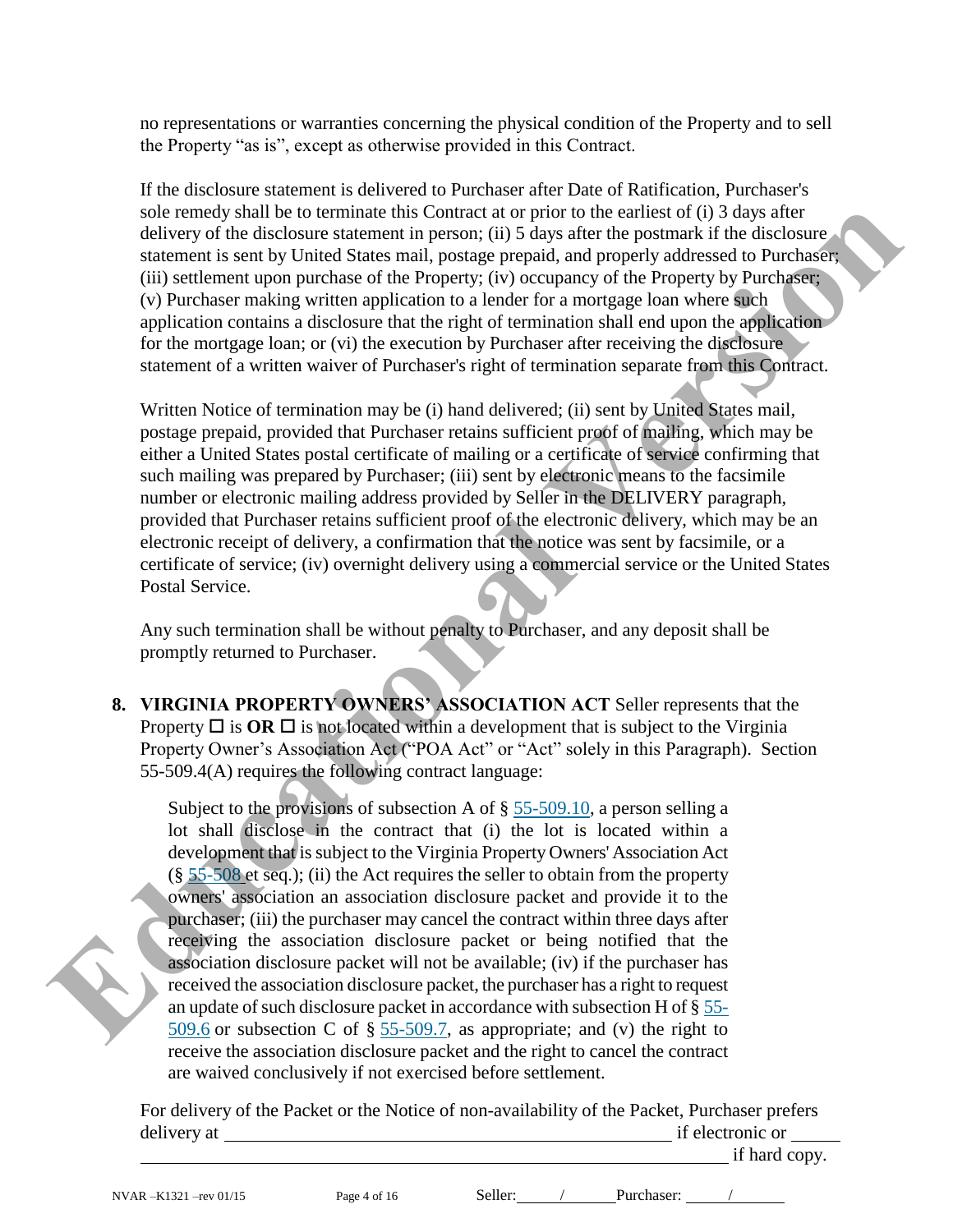no representations or warranties concerning the physical condition of the Property and to sell the Property "as is", except as otherwise provided in this Contract.

If the disclosure statement is delivered to Purchaser after Date of Ratification, Purchaser's sole remedy shall be to terminate this Contract at or prior to the earliest of (i) 3 days after delivery of the disclosure statement in person; (ii) 5 days after the postmark if the disclosure statement is sent by United States mail, postage prepaid, and properly addressed to Purchaser; (iii) settlement upon purchase of the Property; (iv) occupancy of the Property by Purchaser; (v) Purchaser making written application to a lender for a mortgage loan where such application contains a disclosure that the right of termination shall end upon the application for the mortgage loan; or (vi) the execution by Purchaser after receiving the disclosure statement of a written waiver of Purchaser's right of termination separate from this Contract.

Written Notice of termination may be (i) hand delivered; (ii) sent by United States mail, postage prepaid, provided that Purchaser retains sufficient proof of mailing, which may be either a United States postal certificate of mailing or a certificate of service confirming that such mailing was prepared by Purchaser; (iii) sent by electronic means to the facsimile number or electronic mailing address provided by Seller in the DELIVERY paragraph, provided that Purchaser retains sufficient proof of the electronic delivery, which may be an electronic receipt of delivery, a confirmation that the notice was sent by facsimile, or a certificate of service; (iv) overnight delivery using a commercial service or the United States Postal Service.

Any such termination shall be without penalty to Purchaser, and any deposit shall be promptly returned to Purchaser.

**8. VIRGINIA PROPERTY OWNERS' ASSOCIATION ACT** Seller represents that the Property ☐ is **OR** ☐ is not located within a development that is subject to the Virginia Property Owner's Association Act ("POA Act" or "Act" solely in this Paragraph). Section 55-509.4(A) requires the following contract language:

> Subject to the provisions of subsection A of § 55-509.10, a person selling a lot shall disclose in the contract that (i) the lot is located within a development that is subject to the Virginia Property Owners' Association Act (§ 55-508 et seq.); (ii) the Act requires the seller to obtain from the property owners' association an association disclosure packet and provide it to the purchaser; (iii) the purchaser may cancel the contract within three days after receiving the association disclosure packet or being notified that the association disclosure packet will not be available; (iv) if the purchaser has received the association disclosure packet, the purchaser has a right to request an update of such disclosure packet in accordance with subsection H of § 55-509.6 or subsection C of § 55-509.7, as appropriate; and (v) the right to receive the association disclosure packet and the right to cancel the contract are waived conclusively if not exercised before settlement.

For delivery of the Packet or the Notice of non-availability of the Packet, Purchaser prefers delivery at ______________________________ if electronic or ______ ______________________________ if hard copy.

NVAR –K1321 –rev 01/15 Seller: ____/____ Purchaser: ____/____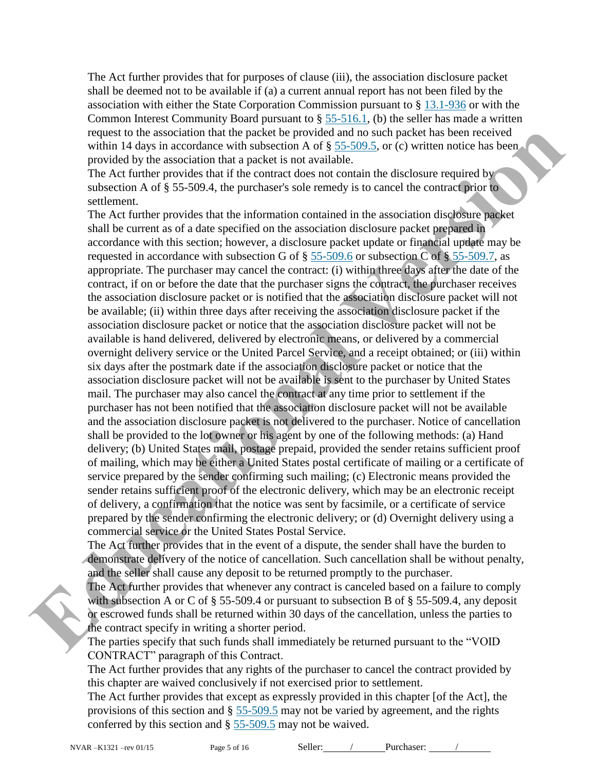The Act further provides that for purposes of clause (iii), the association disclosure packet shall be deemed not to be available if (a) a current annual report has not been filed by the association with either the State Corporation Commission pursuant to § 13.1-936 or with the Common Interest Community Board pursuant to § 55-516.1, (b) the seller has made a written request to the association that the packet be provided and no such packet has been received within 14 days in accordance with subsection A of § 55-509.5, or (c) written notice has been provided by the association that a packet is not available.

The Act further provides that if the contract does not contain the disclosure required by subsection A of § 55-509.4, the purchaser's sole remedy is to cancel the contract prior to settlement.

The Act further provides that the information contained in the association disclosure packet shall be current as of a date specified on the association disclosure packet prepared in accordance with this section; however, a disclosure packet update or financial update may be requested in accordance with subsection G of § 55-509.6 or subsection C of § 55-509.7, as appropriate. The purchaser may cancel the contract: (i) within three days after the date of the contract, if on or before the date that the purchaser signs the contract, the purchaser receives the association disclosure packet or is notified that the association disclosure packet will not be available; (ii) within three days after receiving the association disclosure packet if the association disclosure packet or notice that the association disclosure packet will not be available is hand delivered, delivered by electronic means, or delivered by a commercial overnight delivery service or the United Parcel Service, and a receipt obtained; or (iii) within six days after the postmark date if the association disclosure packet or notice that the association disclosure packet will not be available is sent to the purchaser by United States mail. The purchaser may also cancel the contract at any time prior to settlement if the purchaser has not been notified that the association disclosure packet will not be available and the association disclosure packet is not delivered to the purchaser. Notice of cancellation shall be provided to the lot owner or his agent by one of the following methods: (a) Hand delivery; (b) United States mail, postage prepaid, provided the sender retains sufficient proof of mailing, which may be either a United States postal certificate of mailing or a certificate of service prepared by the sender confirming such mailing; (c) Electronic means provided the sender retains sufficient proof of the electronic delivery, which may be an electronic receipt of delivery, a confirmation that the notice was sent by facsimile, or a certificate of service prepared by the sender confirming the electronic delivery; or (d) Overnight delivery using a commercial service or the United States Postal Service.

The Act further provides that in the event of a dispute, the sender shall have the burden to demonstrate delivery of the notice of cancellation. Such cancellation shall be without penalty, and the seller shall cause any deposit to be returned promptly to the purchaser.

The Act further provides that whenever any contract is canceled based on a failure to comply with subsection A or C of § 55-509.4 or pursuant to subsection B of § 55-509.4, any deposit or escrowed funds shall be returned within 30 days of the cancellation, unless the parties to the contract specify in writing a shorter period.

The parties specify that such funds shall immediately be returned pursuant to the "VOID CONTRACT" paragraph of this Contract.

The Act further provides that any rights of the purchaser to cancel the contract provided by this chapter are waived conclusively if not exercised prior to settlement.

The Act further provides that except as expressly provided in this chapter [of the Act], the provisions of this section and § 55-509.5 may not be varied by agreement, and the rights conferred by this section and § 55-509.5 may not be waived.

NVAR –K1321 –rev 01/15 Seller: ____/____ Purchaser: ____/____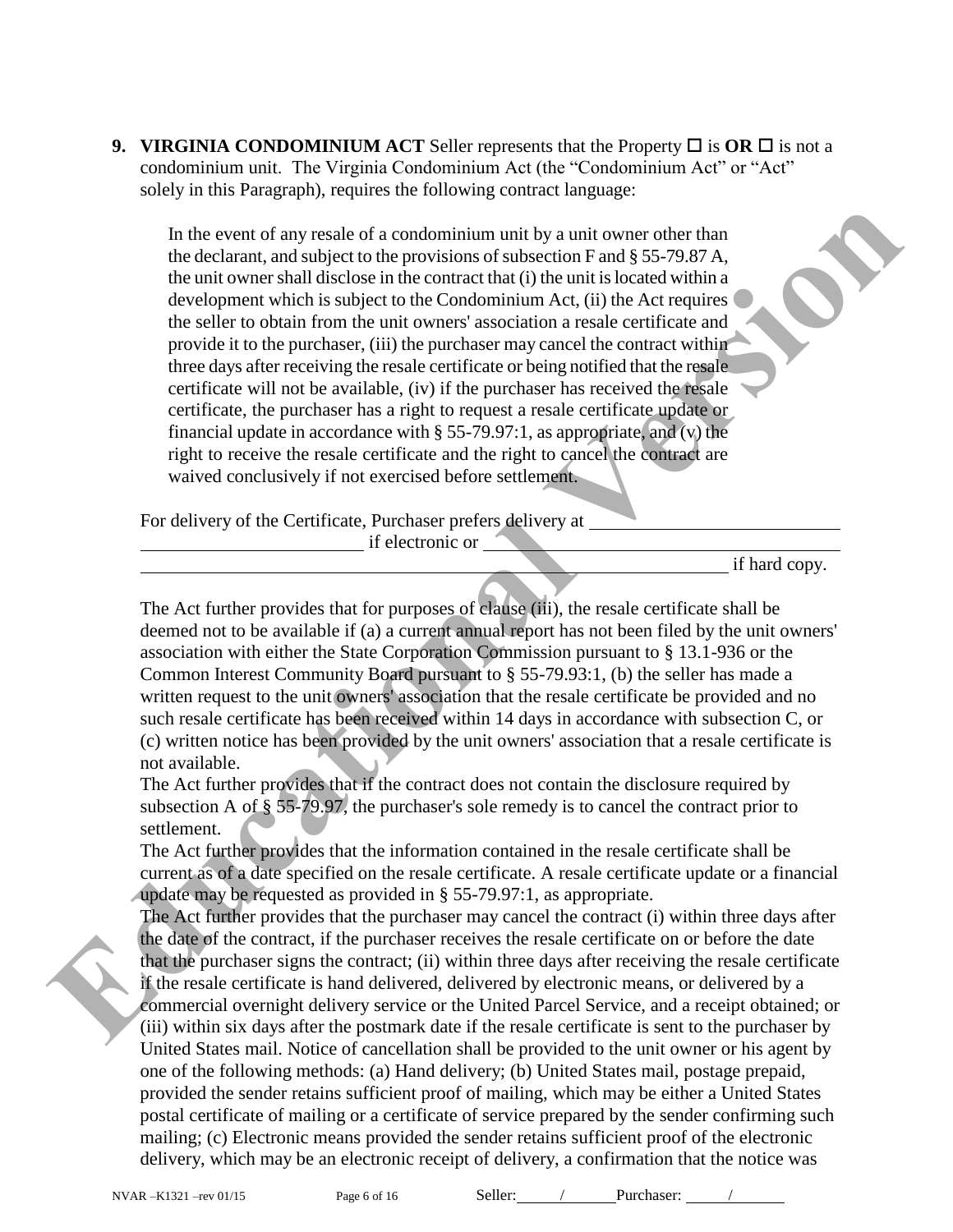**9. VIRGINIA CONDOMINIUM ACT** Seller represents that the Property ☐ is **OR** ☐ is not a condominium unit. The Virginia Condominium Act (the "Condominium Act" or "Act" solely in this Paragraph), requires the following contract language:

> In the event of any resale of a condominium unit by a unit owner other than the declarant, and subject to the provisions of subsection F and § 55-79.87 A, the unit owner shall disclose in the contract that (i) the unit is located within a development which is subject to the Condominium Act, (ii) the Act requires the seller to obtain from the unit owners' association a resale certificate and provide it to the purchaser, (iii) the purchaser may cancel the contract within three days after receiving the resale certificate or being notified that the resale certificate will not be available, (iv) if the purchaser has received the resale certificate, the purchaser has a right to request a resale certificate update or financial update in accordance with § 55-79.97:1, as appropriate, and (v) the right to receive the resale certificate and the right to cancel the contract are waived conclusively if not exercised before settlement.

For delivery of the Certificate, Purchaser prefers delivery at ______________________________ ____________________ if electronic or ______________________________ ______________________________________________________ if hard copy.

The Act further provides that for purposes of clause (iii), the resale certificate shall be deemed not to be available if (a) a current annual report has not been filed by the unit owners' association with either the State Corporation Commission pursuant to § 13.1-936 or the Common Interest Community Board pursuant to § 55-79.93:1, (b) the seller has made a written request to the unit owners' association that the resale certificate be provided and no such resale certificate has been received within 14 days in accordance with subsection C, or (c) written notice has been provided by the unit owners' association that a resale certificate is not available.

The Act further provides that if the contract does not contain the disclosure required by subsection A of § 55-79.97, the purchaser's sole remedy is to cancel the contract prior to settlement.

The Act further provides that the information contained in the resale certificate shall be current as of a date specified on the resale certificate. A resale certificate update or a financial update may be requested as provided in § 55-79.97:1, as appropriate.

The Act further provides that the purchaser may cancel the contract (i) within three days after the date of the contract, if the purchaser receives the resale certificate on or before the date that the purchaser signs the contract; (ii) within three days after receiving the resale certificate if the resale certificate is hand delivered, delivered by electronic means, or delivered by a commercial overnight delivery service or the United Parcel Service, and a receipt obtained; or (iii) within six days after the postmark date if the resale certificate is sent to the purchaser by United States mail. Notice of cancellation shall be provided to the unit owner or his agent by one of the following methods: (a) Hand delivery; (b) United States mail, postage prepaid, provided the sender retains sufficient proof of mailing, which may be either a United States postal certificate of mailing or a certificate of service prepared by the sender confirming such mailing; (c) Electronic means provided the sender retains sufficient proof of the electronic delivery, which may be an electronic receipt of delivery, a confirmation that the notice was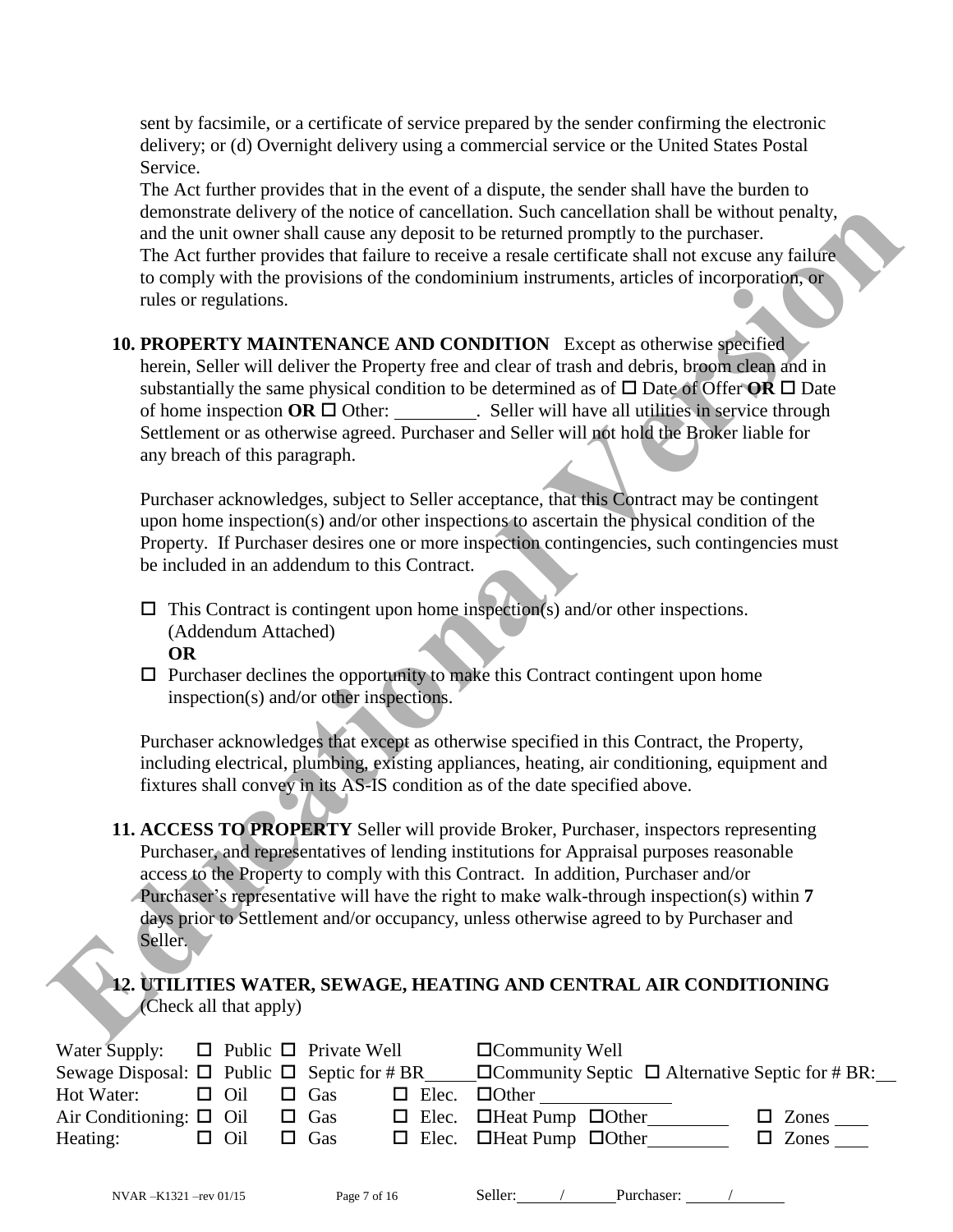sent by facsimile, or a certificate of service prepared by the sender confirming the electronic delivery; or (d) Overnight delivery using a commercial service or the United States Postal Service.

The Act further provides that in the event of a dispute, the sender shall have the burden to demonstrate delivery of the notice of cancellation. Such cancellation shall be without penalty, and the unit owner shall cause any deposit to be returned promptly to the purchaser.

The Act further provides that failure to receive a resale certificate shall not excuse any failure to comply with the provisions of the condominium instruments, articles of incorporation, or rules or regulations.

**10. PROPERTY MAINTENANCE AND CONDITION** Except as otherwise specified herein, Seller will deliver the Property free and clear of trash and debris, broom clean and in substantially the same physical condition to be determined as of ☐ Date of Offer **OR** ☐ Date of home inspection **OR** ☐ Other: ________. Seller will have all utilities in service through Settlement or as otherwise agreed. Purchaser and Seller will not hold the Broker liable for any breach of this paragraph.

Purchaser acknowledges, subject to Seller acceptance, that this Contract may be contingent upon home inspection(s) and/or other inspections to ascertain the physical condition of the Property. If Purchaser desires one or more inspection contingencies, such contingencies must be included in an addendum to this Contract.

☐ This Contract is contingent upon home inspection(s) and/or other inspections. (Addendum Attached)

**OR**

☐ Purchaser declines the opportunity to make this Contract contingent upon home inspection(s) and/or other inspections.

Purchaser acknowledges that except as otherwise specified in this Contract, the Property, including electrical, plumbing, existing appliances, heating, air conditioning, equipment and fixtures shall convey in its AS-IS condition as of the date specified above.

**11. ACCESS TO PROPERTY** Seller will provide Broker, Purchaser, inspectors representing Purchaser, and representatives of lending institutions for Appraisal purposes reasonable access to the Property to comply with this Contract. In addition, Purchaser and/or Purchaser's representative will have the right to make walk-through inspection(s) within **7** days prior to Settlement and/or occupancy, unless otherwise agreed to by Purchaser and Seller.

**12. UTILITIES WATER, SEWAGE, HEATING AND CENTRAL AIR CONDITIONING** (Check all that apply)

| | | | | | |
|---|---|---|---|---|---|
| Water Supply: | ☐ Public | ☐ Private Well | | ☐ Community Well | |
| Sewage Disposal: | ☐ Public | ☐ Septic for # BR____ | | ☐ Community Septic ☐ Alternative Septic for # BR:__ | |
| Hot Water: | ☐ Oil | ☐ Gas | ☐ Elec. | ☐ Other ______________ | |
| Air Conditioning: | ☐ Oil | ☐ Gas | ☐ Elec. | ☐ Heat Pump ☐ Other_________ | ☐ Zones ___ |
| Heating: | ☐ Oil | ☐ Gas | ☐ Elec. | ☐ Heat Pump ☐ Other_________ | ☐ Zones ___ |

NVAR –K1321 –rev 01/15 Seller: ____/_____ Purchaser: ____/_____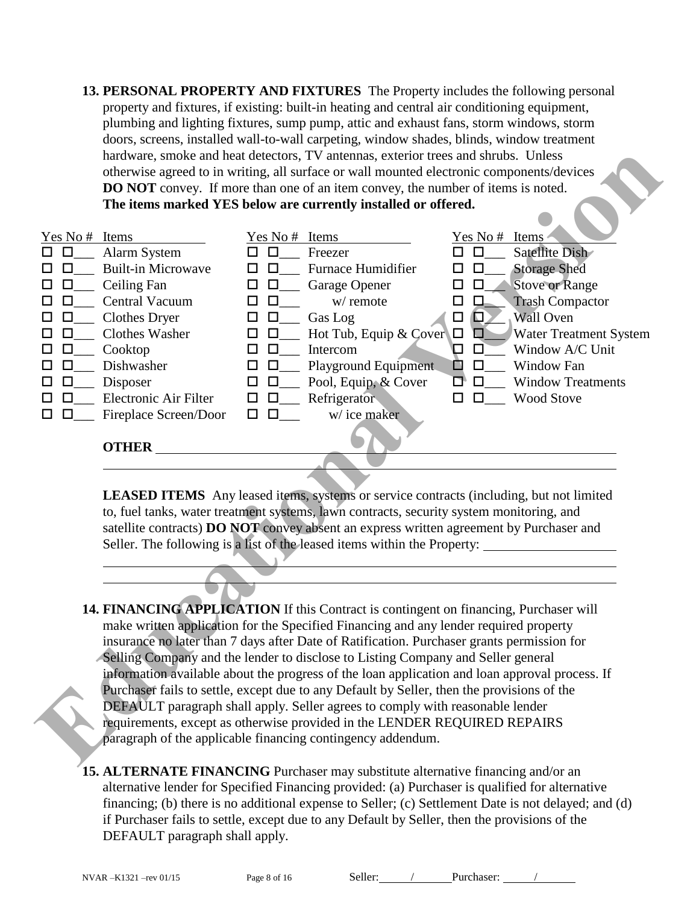**13. PERSONAL PROPERTY AND FIXTURES** The Property includes the following personal property and fixtures, if existing: built-in heating and central air conditioning equipment, plumbing and lighting fixtures, sump pump, attic and exhaust fans, storm windows, storm doors, screens, installed wall-to-wall carpeting, window shades, blinds, window treatment hardware, smoke and heat detectors, TV antennas, exterior trees and shrubs. Unless otherwise agreed to in writing, all surface or wall mounted electronic components/devices **DO NOT** convey. If more than one of an item convey, the number of items is noted. **The items marked YES below are currently installed or offered.**

| Yes | No | # | Items | Yes | No | # | Items | Yes | No | # | Items |
|---|---|---|---|---|---|---|---|---|---|---|---|
| ☐ | ☐ | ___ | Alarm System | ☐ | ☐ | ___ | Freezer | ☐ | ☐ | ___ | Satellite Dish |
| ☐ | ☐ | ___ | Built-in Microwave | ☐ | ☐ | ___ | Furnace Humidifier | ☐ | ☐ | ___ | Storage Shed |
| ☐ | ☐ | ___ | Ceiling Fan | ☐ | ☐ | ___ | Garage Opener | ☐ | ☐ | ___ | Stove or Range |
| ☐ | ☐ | ___ | Central Vacuum | ☐ | ☐ | ___ | w/ remote | ☐ | ☐ | ___ | Trash Compactor |
| ☐ | ☐ | ___ | Clothes Dryer | ☐ | ☐ | ___ | Gas Log | ☐ | ☐ | ___ | Wall Oven |
| ☐ | ☐ | ___ | Clothes Washer | ☐ | ☐ | ___ | Hot Tub, Equip & Cover | ☐ | ☐ | ___ | Water Treatment System |
| ☐ | ☐ | ___ | Cooktop | ☐ | ☐ | ___ | Intercom | ☐ | ☐ | ___ | Window A/C Unit |
| ☐ | ☐ | ___ | Dishwasher | ☐ | ☐ | ___ | Playground Equipment | ☐ | ☐ | ___ | Window Fan |
| ☐ | ☐ | ___ | Disposer | ☐ | ☐ | ___ | Pool, Equip, & Cover | ☐ | ☐ | ___ | Window Treatments |
| ☐ | ☐ | ___ | Electronic Air Filter | ☐ | ☐ | ___ | Refrigerator | ☐ | ☐ | ___ | Wood Stove |
| ☐ | ☐ | ___ | Fireplace Screen/Door | ☐ | ☐ | ___ | w/ ice maker | | | | |

**OTHER** ______________________________________________________________

______________________________________________________________

**LEASED ITEMS** Any leased items, systems or service contracts (including, but not limited to, fuel tanks, water treatment systems, lawn contracts, security system monitoring, and satellite contracts) **DO NOT** convey absent an express written agreement by Purchaser and Seller. The following is a list of the leased items within the Property: ____________________

______________________________________________________________

______________________________________________________________

**14. FINANCING APPLICATION** If this Contract is contingent on financing, Purchaser will make written application for the Specified Financing and any lender required property insurance no later than 7 days after Date of Ratification. Purchaser grants permission for Selling Company and the lender to disclose to Listing Company and Seller general information available about the progress of the loan application and loan approval process. If Purchaser fails to settle, except due to any Default by Seller, then the provisions of the DEFAULT paragraph shall apply. Seller agrees to comply with reasonable lender requirements, except as otherwise provided in the LENDER REQUIRED REPAIRS paragraph of the applicable financing contingency addendum.

**15. ALTERNATE FINANCING** Purchaser may substitute alternative financing and/or an alternative lender for Specified Financing provided: (a) Purchaser is qualified for alternative financing; (b) there is no additional expense to Seller; (c) Settlement Date is not delayed; and (d) if Purchaser fails to settle, except due to any Default by Seller, then the provisions of the DEFAULT paragraph shall apply.

Seller: _____/_____ Purchaser: _____/_____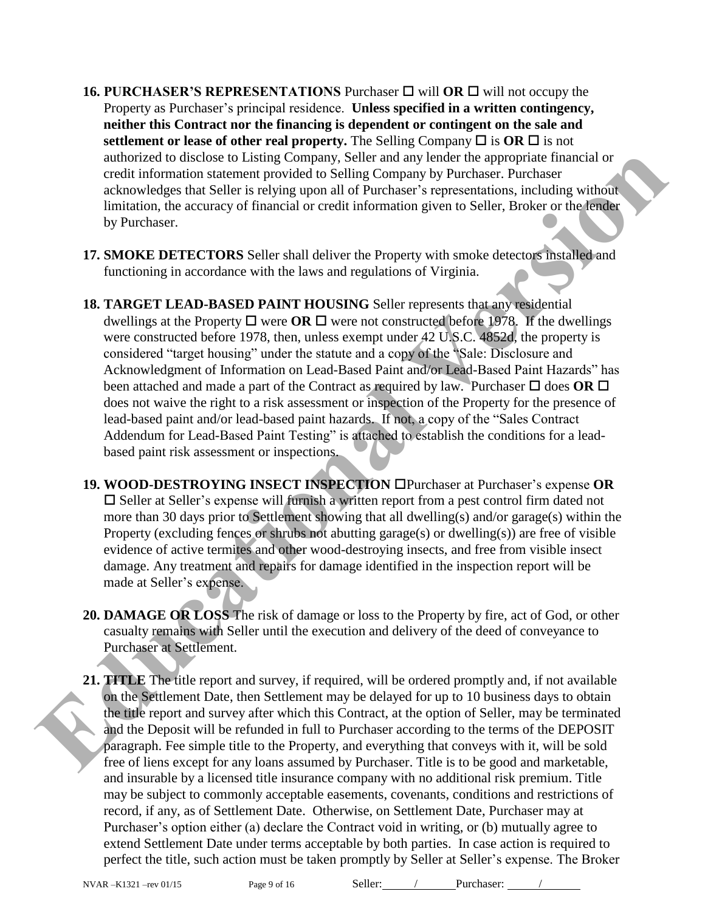**16. PURCHASER'S REPRESENTATIONS** Purchaser ☐ will **OR** ☐ will not occupy the Property as Purchaser's principal residence. **Unless specified in a written contingency, neither this Contract nor the financing is dependent or contingent on the sale and settlement or lease of other real property.** The Selling Company ☐ is **OR** ☐ is not authorized to disclose to Listing Company, Seller and any lender the appropriate financial or credit information statement provided to Selling Company by Purchaser. Purchaser acknowledges that Seller is relying upon all of Purchaser's representations, including without limitation, the accuracy of financial or credit information given to Seller, Broker or the lender by Purchaser.

**17. SMOKE DETECTORS** Seller shall deliver the Property with smoke detectors installed and functioning in accordance with the laws and regulations of Virginia.

**18. TARGET LEAD-BASED PAINT HOUSING** Seller represents that any residential dwellings at the Property ☐ were **OR** ☐ were not constructed before 1978. If the dwellings were constructed before 1978, then, unless exempt under 42 U.S.C. 4852d, the property is considered "target housing" under the statute and a copy of the "Sale: Disclosure and Acknowledgment of Information on Lead-Based Paint and/or Lead-Based Paint Hazards" has been attached and made a part of the Contract as required by law. Purchaser ☐ does **OR** ☐ does not waive the right to a risk assessment or inspection of the Property for the presence of lead-based paint and/or lead-based paint hazards. If not, a copy of the "Sales Contract Addendum for Lead-Based Paint Testing" is attached to establish the conditions for a lead-based paint risk assessment or inspections.

**19. WOOD-DESTROYING INSECT INSPECTION** ☐Purchaser at Purchaser's expense **OR** ☐ Seller at Seller's expense will furnish a written report from a pest control firm dated not more than 30 days prior to Settlement showing that all dwelling(s) and/or garage(s) within the Property (excluding fences or shrubs not abutting garage(s) or dwelling(s)) are free of visible evidence of active termites and other wood-destroying insects, and free from visible insect damage. Any treatment and repairs for damage identified in the inspection report will be made at Seller's expense.

**20. DAMAGE OR LOSS** The risk of damage or loss to the Property by fire, act of God, or other casualty remains with Seller until the execution and delivery of the deed of conveyance to Purchaser at Settlement.

**21. TITLE** The title report and survey, if required, will be ordered promptly and, if not available on the Settlement Date, then Settlement may be delayed for up to 10 business days to obtain the title report and survey after which this Contract, at the option of Seller, may be terminated and the Deposit will be refunded in full to Purchaser according to the terms of the DEPOSIT paragraph. Fee simple title to the Property, and everything that conveys with it, will be sold free of liens except for any loans assumed by Purchaser. Title is to be good and marketable, and insurable by a licensed title insurance company with no additional risk premium. Title may be subject to commonly acceptable easements, covenants, conditions and restrictions of record, if any, as of Settlement Date. Otherwise, on Settlement Date, Purchaser may at Purchaser's option either (a) declare the Contract void in writing, or (b) mutually agree to extend Settlement Date under terms acceptable by both parties. In case action is required to perfect the title, such action must be taken promptly by Seller at Seller's expense. The Broker

NVAR –K1321 –rev 01/15 Seller: \_\_\_\_/\_\_\_\_ Purchaser: \_\_\_\_/\_\_\_\_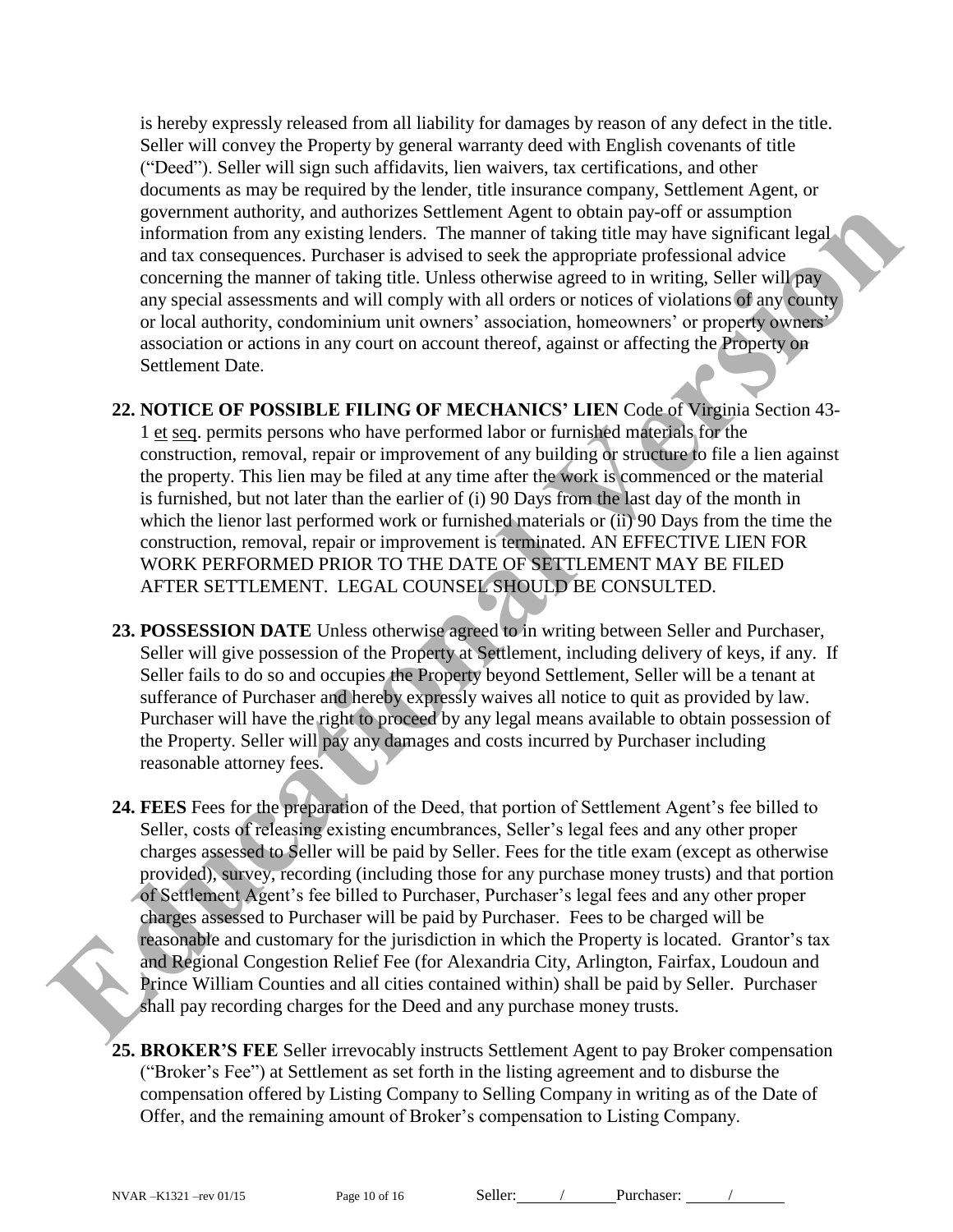is hereby expressly released from all liability for damages by reason of any defect in the title. Seller will convey the Property by general warranty deed with English covenants of title ("Deed"). Seller will sign such affidavits, lien waivers, tax certifications, and other documents as may be required by the lender, title insurance company, Settlement Agent, or government authority, and authorizes Settlement Agent to obtain pay-off or assumption information from any existing lenders. The manner of taking title may have significant legal and tax consequences. Purchaser is advised to seek the appropriate professional advice concerning the manner of taking title. Unless otherwise agreed to in writing, Seller will pay any special assessments and will comply with all orders or notices of violations of any county or local authority, condominium unit owners' association, homeowners' or property owners' association or actions in any court on account thereof, against or affecting the Property on Settlement Date.

**22. NOTICE OF POSSIBLE FILING OF MECHANICS' LIEN** Code of Virginia Section 43-1 et seq. permits persons who have performed labor or furnished materials for the construction, removal, repair or improvement of any building or structure to file a lien against the property. This lien may be filed at any time after the work is commenced or the material is furnished, but not later than the earlier of (i) 90 Days from the last day of the month in which the lienor last performed work or furnished materials or (ii) 90 Days from the time the construction, removal, repair or improvement is terminated. AN EFFECTIVE LIEN FOR WORK PERFORMED PRIOR TO THE DATE OF SETTLEMENT MAY BE FILED AFTER SETTLEMENT. LEGAL COUNSEL SHOULD BE CONSULTED.

**23. POSSESSION DATE** Unless otherwise agreed to in writing between Seller and Purchaser, Seller will give possession of the Property at Settlement, including delivery of keys, if any. If Seller fails to do so and occupies the Property beyond Settlement, Seller will be a tenant at sufferance of Purchaser and hereby expressly waives all notice to quit as provided by law. Purchaser will have the right to proceed by any legal means available to obtain possession of the Property. Seller will pay any damages and costs incurred by Purchaser including reasonable attorney fees.

**24. FEES** Fees for the preparation of the Deed, that portion of Settlement Agent's fee billed to Seller, costs of releasing existing encumbrances, Seller's legal fees and any other proper charges assessed to Seller will be paid by Seller. Fees for the title exam (except as otherwise provided), survey, recording (including those for any purchase money trusts) and that portion of Settlement Agent's fee billed to Purchaser, Purchaser's legal fees and any other proper charges assessed to Purchaser will be paid by Purchaser. Fees to be charged will be reasonable and customary for the jurisdiction in which the Property is located. Grantor's tax and Regional Congestion Relief Fee (for Alexandria City, Arlington, Fairfax, Loudoun and Prince William Counties and all cities contained within) shall be paid by Seller. Purchaser shall pay recording charges for the Deed and any purchase money trusts.

**25. BROKER'S FEE** Seller irrevocably instructs Settlement Agent to pay Broker compensation ("Broker's Fee") at Settlement as set forth in the listing agreement and to disburse the compensation offered by Listing Company to Selling Company in writing as of the Date of Offer, and the remaining amount of Broker's compensation to Listing Company.

NVAR –K1321 –rev 01/15 Seller: ____/____ Purchaser: ____/____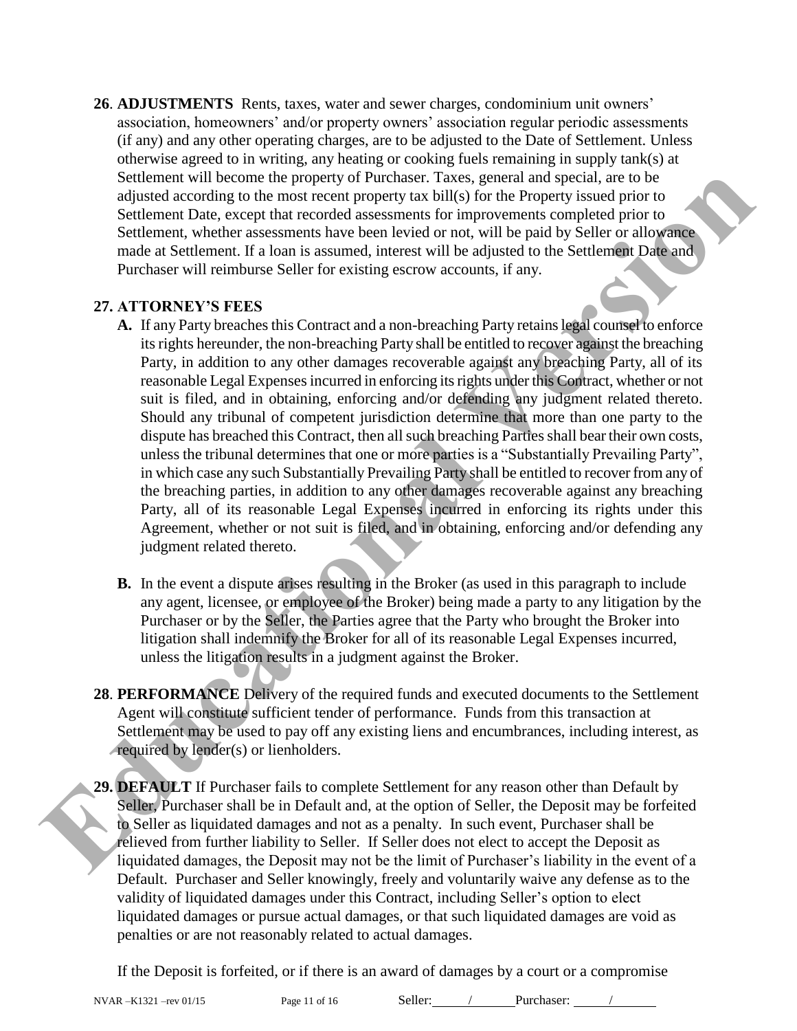**26**. **ADJUSTMENTS** Rents, taxes, water and sewer charges, condominium unit owners' association, homeowners' and/or property owners' association regular periodic assessments (if any) and any other operating charges, are to be adjusted to the Date of Settlement. Unless otherwise agreed to in writing, any heating or cooking fuels remaining in supply tank(s) at Settlement will become the property of Purchaser. Taxes, general and special, are to be adjusted according to the most recent property tax bill(s) for the Property issued prior to Settlement Date, except that recorded assessments for improvements completed prior to Settlement, whether assessments have been levied or not, will be paid by Seller or allowance made at Settlement. If a loan is assumed, interest will be adjusted to the Settlement Date and Purchaser will reimburse Seller for existing escrow accounts, if any.

**27. ATTORNEY'S FEES**

**A.** If any Party breaches this Contract and a non-breaching Party retains legal counsel to enforce its rights hereunder, the non-breaching Party shall be entitled to recover against the breaching Party, in addition to any other damages recoverable against any breaching Party, all of its reasonable Legal Expenses incurred in enforcing its rights under this Contract, whether or not suit is filed, and in obtaining, enforcing and/or defending any judgment related thereto. Should any tribunal of competent jurisdiction determine that more than one party to the dispute has breached this Contract, then all such breaching Parties shall bear their own costs, unless the tribunal determines that one or more parties is a "Substantially Prevailing Party", in which case any such Substantially Prevailing Party shall be entitled to recover from any of the breaching parties, in addition to any other damages recoverable against any breaching Party, all of its reasonable Legal Expenses incurred in enforcing its rights under this Agreement, whether or not suit is filed, and in obtaining, enforcing and/or defending any judgment related thereto.

**B.** In the event a dispute arises resulting in the Broker (as used in this paragraph to include any agent, licensee, or employee of the Broker) being made a party to any litigation by the Purchaser or by the Seller, the Parties agree that the Party who brought the Broker into litigation shall indemnify the Broker for all of its reasonable Legal Expenses incurred, unless the litigation results in a judgment against the Broker.

**28**. **PERFORMANCE** Delivery of the required funds and executed documents to the Settlement Agent will constitute sufficient tender of performance. Funds from this transaction at Settlement may be used to pay off any existing liens and encumbrances, including interest, as required by lender(s) or lienholders.

**29. DEFAULT** If Purchaser fails to complete Settlement for any reason other than Default by Seller, Purchaser shall be in Default and, at the option of Seller, the Deposit may be forfeited to Seller as liquidated damages and not as a penalty. In such event, Purchaser shall be relieved from further liability to Seller. If Seller does not elect to accept the Deposit as liquidated damages, the Deposit may not be the limit of Purchaser's liability in the event of a Default. Purchaser and Seller knowingly, freely and voluntarily waive any defense as to the validity of liquidated damages under this Contract, including Seller's option to elect liquidated damages or pursue actual damages, or that such liquidated damages are void as penalties or are not reasonably related to actual damages.

If the Deposit is forfeited, or if there is an award of damages by a court or a compromise

NVAR –K1321 –rev 01/15 Seller: ____/____ Purchaser: ____/____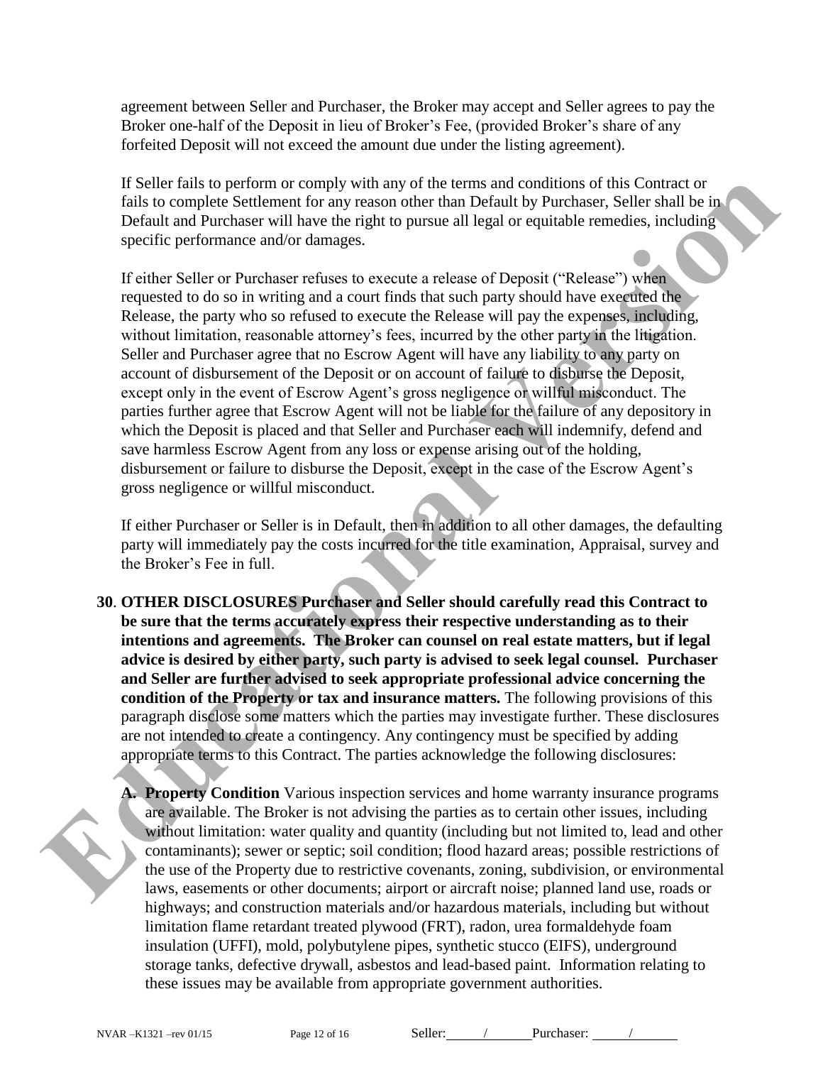agreement between Seller and Purchaser, the Broker may accept and Seller agrees to pay the Broker one-half of the Deposit in lieu of Broker's Fee, (provided Broker's share of any forfeited Deposit will not exceed the amount due under the listing agreement).

If Seller fails to perform or comply with any of the terms and conditions of this Contract or fails to complete Settlement for any reason other than Default by Purchaser, Seller shall be in Default and Purchaser will have the right to pursue all legal or equitable remedies, including specific performance and/or damages.

If either Seller or Purchaser refuses to execute a release of Deposit ("Release") when requested to do so in writing and a court finds that such party should have executed the Release, the party who so refused to execute the Release will pay the expenses, including, without limitation, reasonable attorney's fees, incurred by the other party in the litigation. Seller and Purchaser agree that no Escrow Agent will have any liability to any party on account of disbursement of the Deposit or on account of failure to disburse the Deposit, except only in the event of Escrow Agent's gross negligence or willful misconduct. The parties further agree that Escrow Agent will not be liable for the failure of any depository in which the Deposit is placed and that Seller and Purchaser each will indemnify, defend and save harmless Escrow Agent from any loss or expense arising out of the holding, disbursement or failure to disburse the Deposit, except in the case of the Escrow Agent's gross negligence or willful misconduct.

If either Purchaser or Seller is in Default, then in addition to all other damages, the defaulting party will immediately pay the costs incurred for the title examination, Appraisal, survey and the Broker's Fee in full.

**30. OTHER DISCLOSURES Purchaser and Seller should carefully read this Contract to be sure that the terms accurately express their respective understanding as to their intentions and agreements. The Broker can counsel on real estate matters, but if legal advice is desired by either party, such party is advised to seek legal counsel. Purchaser and Seller are further advised to seek appropriate professional advice concerning the condition of the Property or tax and insurance matters.** The following provisions of this paragraph disclose some matters which the parties may investigate further. These disclosures are not intended to create a contingency. Any contingency must be specified by adding appropriate terms to this Contract. The parties acknowledge the following disclosures:

**A. Property Condition** Various inspection services and home warranty insurance programs are available. The Broker is not advising the parties as to certain other issues, including without limitation: water quality and quantity (including but not limited to, lead and other contaminants); sewer or septic; soil condition; flood hazard areas; possible restrictions of the use of the Property due to restrictive covenants, zoning, subdivision, or environmental laws, easements or other documents; airport or aircraft noise; planned land use, roads or highways; and construction materials and/or hazardous materials, including but without limitation flame retardant treated plywood (FRT), radon, urea formaldehyde foam insulation (UFFI), mold, polybutylene pipes, synthetic stucco (EIFS), underground storage tanks, defective drywall, asbestos and lead-based paint. Information relating to these issues may be available from appropriate government authorities.

NVAR –K1321 –rev 01/15 Seller: ____/____ Purchaser: ____/____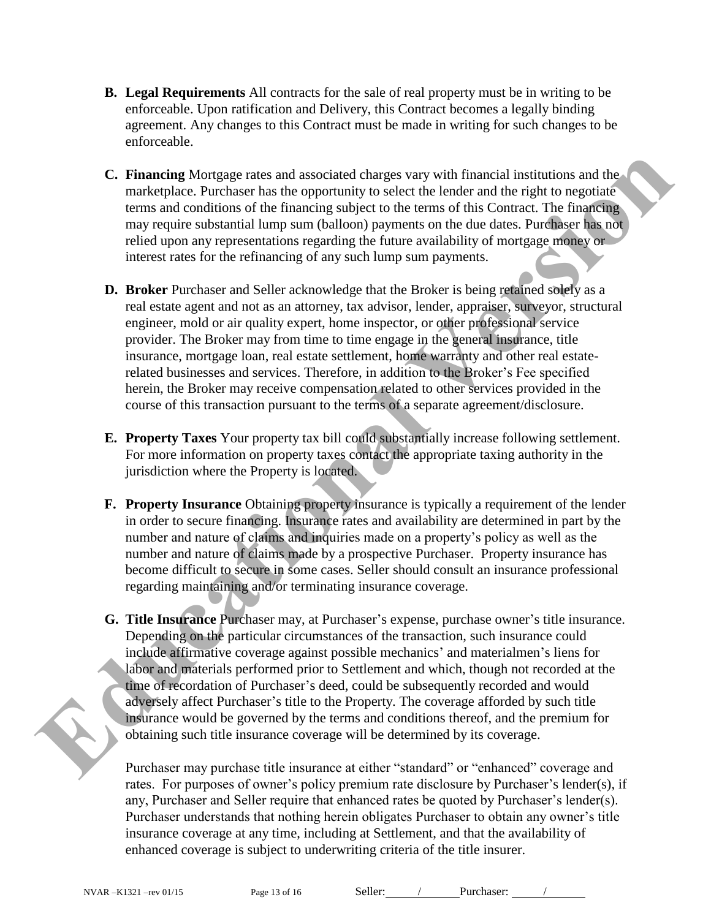**B. Legal Requirements** All contracts for the sale of real property must be in writing to be enforceable. Upon ratification and Delivery, this Contract becomes a legally binding agreement. Any changes to this Contract must be made in writing for such changes to be enforceable.

**C. Financing** Mortgage rates and associated charges vary with financial institutions and the marketplace. Purchaser has the opportunity to select the lender and the right to negotiate terms and conditions of the financing subject to the terms of this Contract. The financing may require substantial lump sum (balloon) payments on the due dates. Purchaser has not relied upon any representations regarding the future availability of mortgage money or interest rates for the refinancing of any such lump sum payments.

**D. Broker** Purchaser and Seller acknowledge that the Broker is being retained solely as a real estate agent and not as an attorney, tax advisor, lender, appraiser, surveyor, structural engineer, mold or air quality expert, home inspector, or other professional service provider. The Broker may from time to time engage in the general insurance, title insurance, mortgage loan, real estate settlement, home warranty and other real estate-related businesses and services. Therefore, in addition to the Broker's Fee specified herein, the Broker may receive compensation related to other services provided in the course of this transaction pursuant to the terms of a separate agreement/disclosure.

**E. Property Taxes** Your property tax bill could substantially increase following settlement. For more information on property taxes contact the appropriate taxing authority in the jurisdiction where the Property is located.

**F. Property Insurance** Obtaining property insurance is typically a requirement of the lender in order to secure financing. Insurance rates and availability are determined in part by the number and nature of claims and inquiries made on a property's policy as well as the number and nature of claims made by a prospective Purchaser. Property insurance has become difficult to secure in some cases. Seller should consult an insurance professional regarding maintaining and/or terminating insurance coverage.

**G. Title Insurance** Purchaser may, at Purchaser's expense, purchase owner's title insurance. Depending on the particular circumstances of the transaction, such insurance could include affirmative coverage against possible mechanics' and materialmen's liens for labor and materials performed prior to Settlement and which, though not recorded at the time of recordation of Purchaser's deed, could be subsequently recorded and would adversely affect Purchaser's title to the Property. The coverage afforded by such title insurance would be governed by the terms and conditions thereof, and the premium for obtaining such title insurance coverage will be determined by its coverage.

Purchaser may purchase title insurance at either "standard" or "enhanced" coverage and rates. For purposes of owner's policy premium rate disclosure by Purchaser's lender(s), if any, Purchaser and Seller require that enhanced rates be quoted by Purchaser's lender(s). Purchaser understands that nothing herein obligates Purchaser to obtain any owner's title insurance coverage at any time, including at Settlement, and that the availability of enhanced coverage is subject to underwriting criteria of the title insurer.

Seller: ____/____ Purchaser: ____/____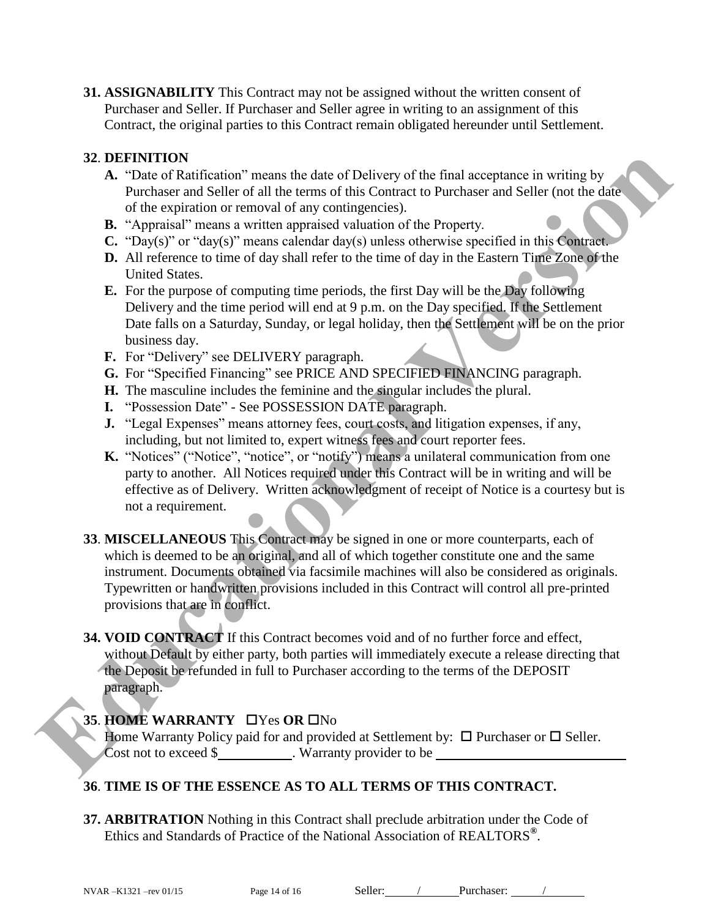**31. ASSIGNABILITY** This Contract may not be assigned without the written consent of Purchaser and Seller. If Purchaser and Seller agree in writing to an assignment of this Contract, the original parties to this Contract remain obligated hereunder until Settlement.

**32**. **DEFINITION**

**A.** "Date of Ratification" means the date of Delivery of the final acceptance in writing by Purchaser and Seller of all the terms of this Contract to Purchaser and Seller (not the date of the expiration or removal of any contingencies).

**B.** "Appraisal" means a written appraised valuation of the Property.

**C.** "Day(s)" or "day(s)" means calendar day(s) unless otherwise specified in this Contract.

**D.** All reference to time of day shall refer to the time of day in the Eastern Time Zone of the United States.

**E.** For the purpose of computing time periods, the first Day will be the Day following Delivery and the time period will end at 9 p.m. on the Day specified. If the Settlement Date falls on a Saturday, Sunday, or legal holiday, then the Settlement will be on the prior business day.

**F.** For "Delivery" see DELIVERY paragraph.

**G.** For "Specified Financing" see PRICE AND SPECIFIED FINANCING paragraph.

**H.** The masculine includes the feminine and the singular includes the plural.

**I.** "Possession Date" - See POSSESSION DATE paragraph.

**J.** "Legal Expenses" means attorney fees, court costs, and litigation expenses, if any, including, but not limited to, expert witness fees and court reporter fees.

**K.** "Notices" ("Notice", "notice", or "notify") means a unilateral communication from one party to another. All Notices required under this Contract will be in writing and will be effective as of Delivery. Written acknowledgment of receipt of Notice is a courtesy but is not a requirement.

**33**. **MISCELLANEOUS** This Contract may be signed in one or more counterparts, each of which is deemed to be an original, and all of which together constitute one and the same instrument. Documents obtained via facsimile machines will also be considered as originals. Typewritten or handwritten provisions included in this Contract will control all pre-printed provisions that are in conflict.

**34. VOID CONTRACT** If this Contract becomes void and of no further force and effect, without Default by either party, both parties will immediately execute a release directing that the Deposit be refunded in full to Purchaser according to the terms of the DEPOSIT paragraph.

**35**. **HOME WARRANTY** ☐Yes **OR** ☐No

Home Warranty Policy paid for and provided at Settlement by: ☐ Purchaser or ☐ Seller. Cost not to exceed $\_\_\_\_\_\_\_\_\_\_. Warranty provider to be \_\_\_\_\_\_\_\_\_\_\_\_\_\_\_\_\_\_\_\_\_\_\_\_\_\_\_\_

**36**. **TIME IS OF THE ESSENCE AS TO ALL TERMS OF THIS CONTRACT.**

**37. ARBITRATION** Nothing in this Contract shall preclude arbitration under the Code of Ethics and Standards of Practice of the National Association of REALTORS®.

Seller: \_\_\_\_\_/\_\_\_\_\_ Purchaser: \_\_\_\_\_/\_\_\_\_\_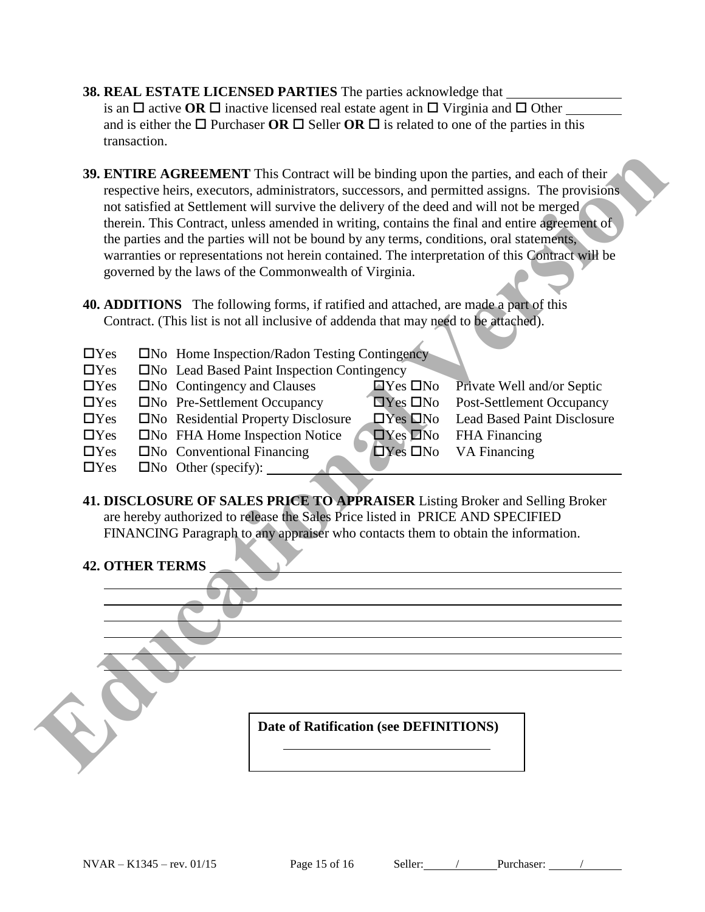**38. REAL ESTATE LICENSED PARTIES** The parties acknowledge that \_\_\_\_\_\_\_\_\_\_\_\_\_\_\_\_ is an ☐ active **OR** ☐ inactive licensed real estate agent in ☐ Virginia and ☐ Other \_\_\_\_\_\_\_\_ and is either the ☐ Purchaser **OR** ☐ Seller **OR** ☐ is related to one of the parties in this transaction.

**39. ENTIRE AGREEMENT** This Contract will be binding upon the parties, and each of their respective heirs, executors, administrators, successors, and permitted assigns. The provisions not satisfied at Settlement will survive the delivery of the deed and will not be merged therein. This Contract, unless amended in writing, contains the final and entire agreement of the parties and the parties will not be bound by any terms, conditions, oral statements, warranties or representations not herein contained. The interpretation of this Contract will be governed by the laws of the Commonwealth of Virginia.

**40. ADDITIONS** The following forms, if ratified and attached, are made a part of this Contract. (This list is not all inclusive of addenda that may need to be attached).

☐Yes ☐No Home Inspection/Radon Testing Contingency
☐Yes ☐No Lead Based Paint Inspection Contingency
☐Yes ☐No Contingency and Clauses
☐Yes ☐No Pre-Settlement Occupancy
☐Yes ☐No Residential Property Disclosure
☐Yes ☐No FHA Home Inspection Notice
☐Yes ☐No Conventional Financing
☐Yes ☐No Private Well and/or Septic
☐Yes ☐No Post-Settlement Occupancy
☐Yes ☐No Lead Based Paint Disclosure
☐Yes ☐No FHA Financing
☐Yes ☐No VA Financing
☐Yes ☐No Other (specify): \_\_\_\_\_\_\_\_\_\_\_\_\_\_\_\_\_\_\_\_\_\_\_\_\_\_\_\_\_\_\_\_

**41. DISCLOSURE OF SALES PRICE TO APPRAISER** Listing Broker and Selling Broker are hereby authorized to release the Sales Price listed in PRICE AND SPECIFIED FINANCING Paragraph to any appraiser who contacts them to obtain the information.

**42. OTHER TERMS** \_\_\_\_\_\_\_\_\_\_\_\_\_\_\_\_\_\_\_\_\_\_\_\_\_\_\_\_\_\_\_\_\_\_\_\_\_\_\_\_\_\_\_\_

**Date of Ratification (see DEFINITIONS)**

\_\_\_\_\_\_\_\_\_\_\_\_\_\_\_\_\_\_\_\_\_\_\_\_\_\_\_\_\_\_\_\_

NVAR – K1345 – rev. 01/15 Seller: \_\_\_\_/\_\_\_\_ Purchaser: \_\_\_\_/\_\_\_\_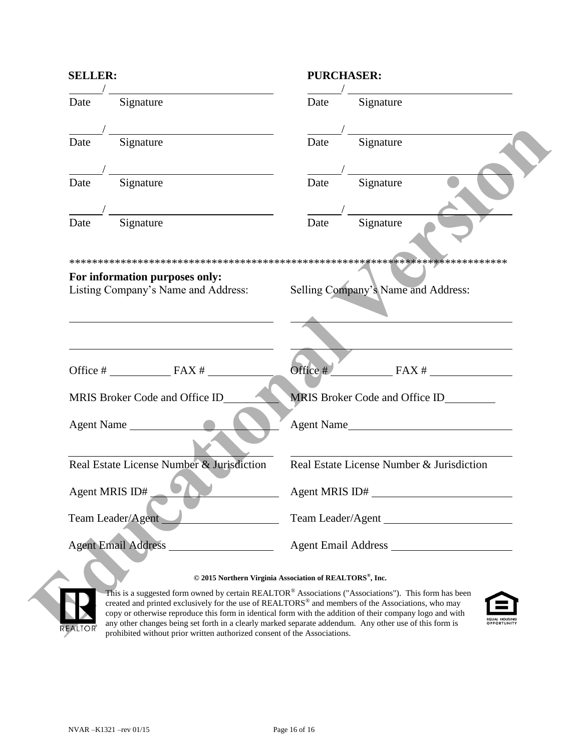| **SELLER:** | **PURCHASER:** |
|---|---|
| ______/ ______________________ | ______/ ______________________ |
| Date Signature | Date Signature |
| ______/ ______________________ | ______/ ______________________ |
| Date Signature | Date Signature |
| ______/ ______________________ | ______/ ______________________ |
| Date Signature | Date Signature |
| ______/ ______________________ | ______/ ______________________ |
| Date Signature | Date Signature |

******************************************************************************

**For information purposes only:**

| Listing Company's Name and Address: | Selling Company's Name and Address: |
|---|---|
| ______________________ | ______________________ |
| ______________________ | ______________________ |
| Office # __________ FAX # __________ | Office # __________ FAX # __________ |
| MRIS Broker Code and Office ID__________ | MRIS Broker Code and Office ID__________ |
| Agent Name ______________________ | Agent Name______________________ |
| ______________________ | ______________________ |
| Real Estate License Number & Jurisdiction | Real Estate License Number & Jurisdiction |
| Agent MRIS ID# ______________________ | Agent MRIS ID# ______________________ |
| Team Leader/Agent ______________________ | Team Leader/Agent ______________________ |
| Agent Email Address ______________________ | Agent Email Address ______________________ |

**© 2015 Northern Virginia Association of REALTORS®, Inc.**

This is a suggested form owned by certain REALTOR® Associations ("Associations"). This form has been created and printed exclusively for the use of REALTORS® and members of the Associations, who may copy or otherwise reproduce this form in identical form with the addition of their company logo and with any other changes being set forth in a clearly marked separate addendum. Any other use of this form is prohibited without prior written authorized consent of the Associations.

NVAR –K1321 –rev 01/15